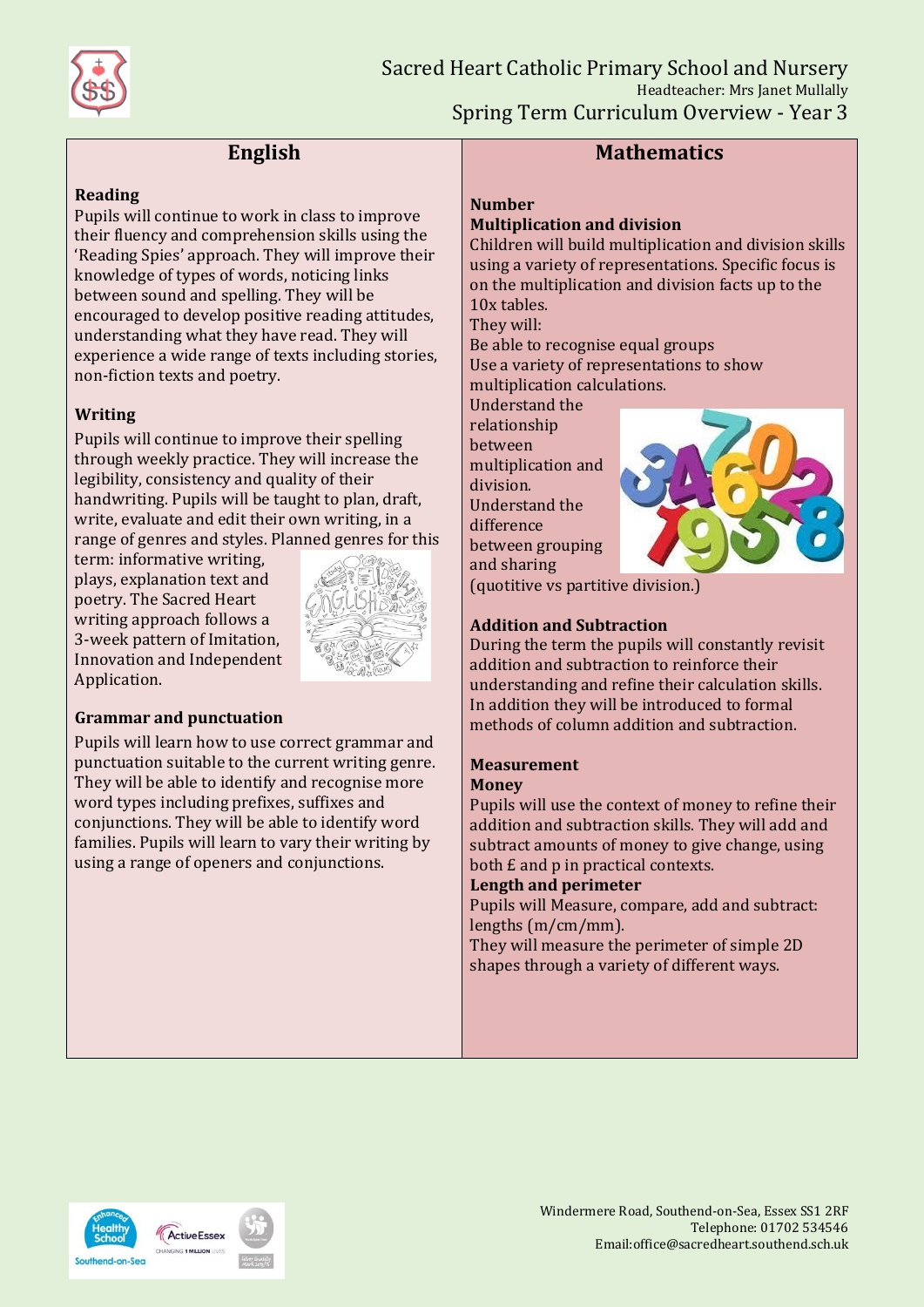# Sacred Heart Catholic Primary School and Nursery

Headteacher: Mrs Janet Mullally

## Spring Term Curriculum Overview - Year 3

## English

### Reading

Pupils will continue to work in class to improve their fluency and comprehension skills using the 'Reading Spies' approach. They will improve their knowledge of types of words, noticing links between sound and spelling. They will be encouraged to develop positive reading attitudes, understanding what they have read. They will experience a wide range of texts including stories, non-fiction texts and poetry.

### Writing

Pupils will continue to improve their spelling through weekly practice. They will increase the legibility, consistency and quality of their handwriting. Pupils will be taught to plan, draft, write, evaluate and edit their own writing, in a range of genres and styles. Planned genres for this term: informative writing, plays, explanation text and poetry. The Sacred Heart writing approach follows a 3-week pattern of Imitation, Innovation and Independent Application.

### Grammar and punctuation

Pupils will learn how to use correct grammar and punctuation suitable to the current writing genre. They will be able to identify and recognise more word types including prefixes, suffixes and conjunctions. They will be able to identify word families. Pupils will learn to vary their writing by using a range of openers and conjunctions.

## Mathematics

### Number

**Multiplication and division**

Children will build multiplication and division skills using a variety of representations. Specific focus is on the multiplication and division facts up to the 10x tables.

They will:

Be able to recognise equal groups

Use a variety of representations to show multiplication calculations.

Understand the relationship between multiplication and division.

Understand the difference between grouping and sharing (quotitive vs partitive division.)

### Addition and Subtraction

During the term the pupils will constantly revisit addition and subtraction to reinforce their understanding and refine their calculation skills. In addition they will be introduced to formal methods of column addition and subtraction.

### Measurement

**Money**

Pupils will use the context of money to refine their addition and subtraction skills. They will add and subtract amounts of money to give change, using both £ and p in practical contexts.

**Length and perimeter**

Pupils will Measure, compare, add and subtract: lengths (m/cm/mm).

They will measure the perimeter of simple 2D shapes through a variety of different ways.

Windermere Road, Southend-on-Sea, Essex SS1 2RF
Telephone: 01702 534546
Email:office@sacredheart.southend.sch.uk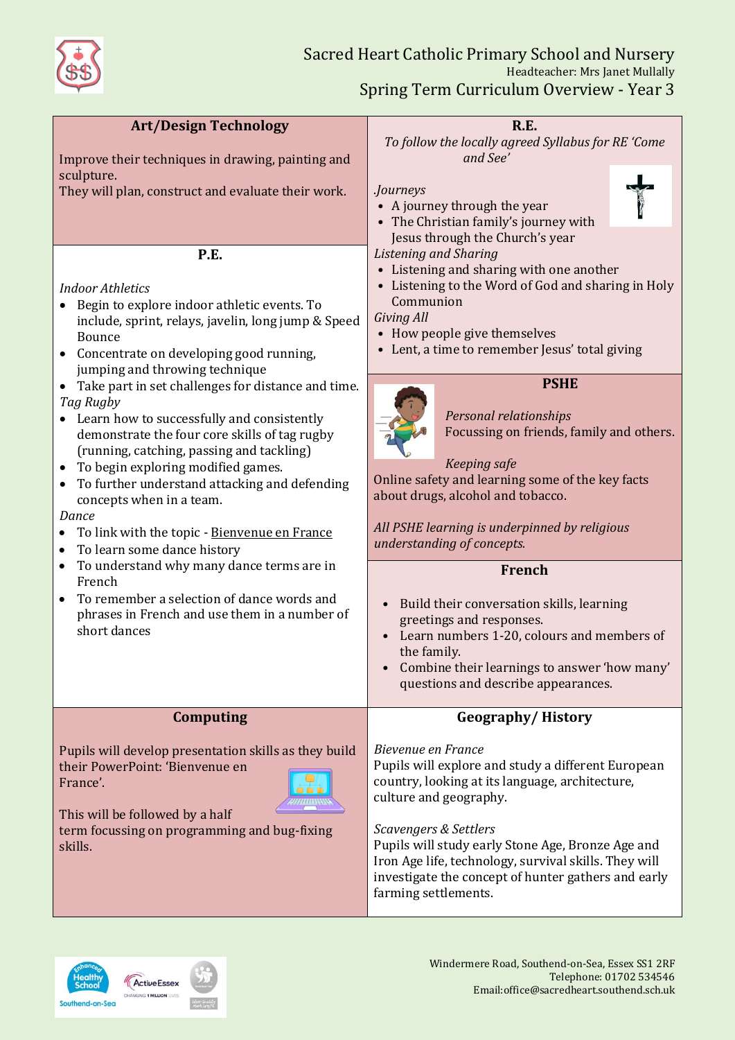# Sacred Heart Catholic Primary School and Nursery

Headteacher: Mrs Janet Mullally

## Spring Term Curriculum Overview - Year 3

### Art/Design Technology

Improve their techniques in drawing, painting and sculpture.
They will plan, construct and evaluate their work.

### P.E.

*Indoor Athletics*

- Begin to explore indoor athletic events. To include, sprint, relays, javelin, long jump & Speed Bounce
- Concentrate on developing good running, jumping and throwing technique
- Take part in set challenges for distance and time.

*Tag Rugby*

- Learn how to successfully and consistently demonstrate the four core skills of tag rugby (running, catching, passing and tackling)
- To begin exploring modified games.
- To further understand attacking and defending concepts when in a team.

*Dance*

- To link with the topic - Bienvenue en France
- To learn some dance history
- To understand why many dance terms are in French
- To remember a selection of dance words and phrases in French and use them in a number of short dances

### R.E.

*To follow the locally agreed Syllabus for RE 'Come and See'*

*Journeys*

- A journey through the year
- The Christian family's journey with Jesus through the Church's year

*Listening and Sharing*

- Listening and sharing with one another
- Listening to the Word of God and sharing in Holy Communion

*Giving All*

- How people give themselves
- Lent, a time to remember Jesus' total giving

### PSHE

*Personal relationships*
Focussing on friends, family and others.

*Keeping safe*
Online safety and learning some of the key facts about drugs, alcohol and tobacco.

*All PSHE learning is underpinned by religious understanding of concepts.*

### French

- Build their conversation skills, learning greetings and responses.
- Learn numbers 1-20, colours and members of the family.
- Combine their learnings to answer 'how many' questions and describe appearances.

### Computing

Pupils will develop presentation skills as they build their PowerPoint: 'Bienvenue en France'.

This will be followed by a half term focussing on programming and bug-fixing skills.

### Geography/ History

*Bievenue en France*
Pupils will explore and study a different European country, looking at its language, architecture, culture and geography.

*Scavengers & Settlers*
Pupils will study early Stone Age, Bronze Age and Iron Age life, technology, survival skills. They will investigate the concept of hunter gathers and early farming settlements.

Windermere Road, Southend-on-Sea, Essex SS1 2RF
Telephone: 01702 534546
Email:office@sacredheart.southend.sch.uk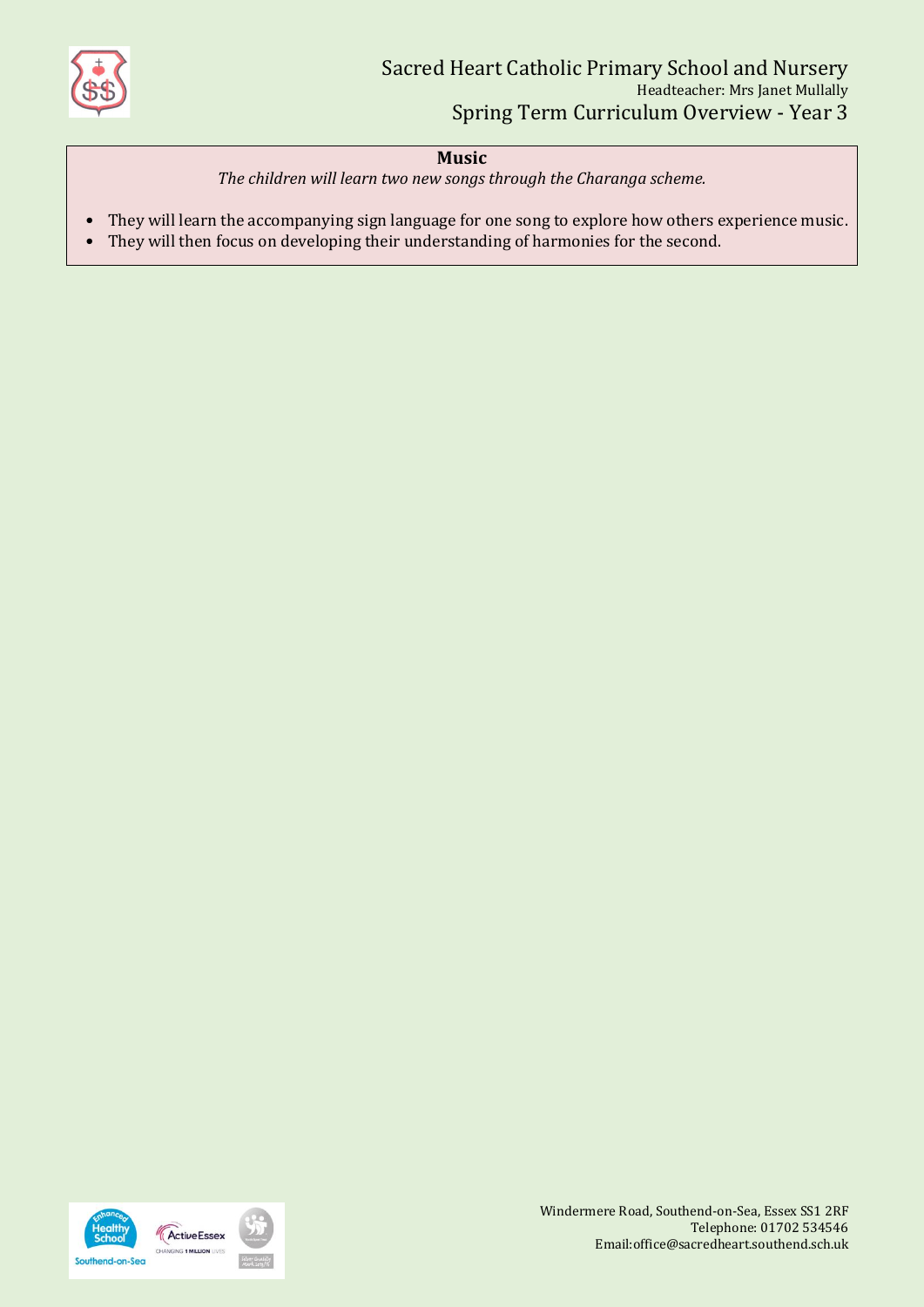## Music

*The children will learn two new songs through the Charanga scheme.*

- They will learn the accompanying sign language for one song to explore how others experience music.
- They will then focus on developing their understanding of harmonies for the second.